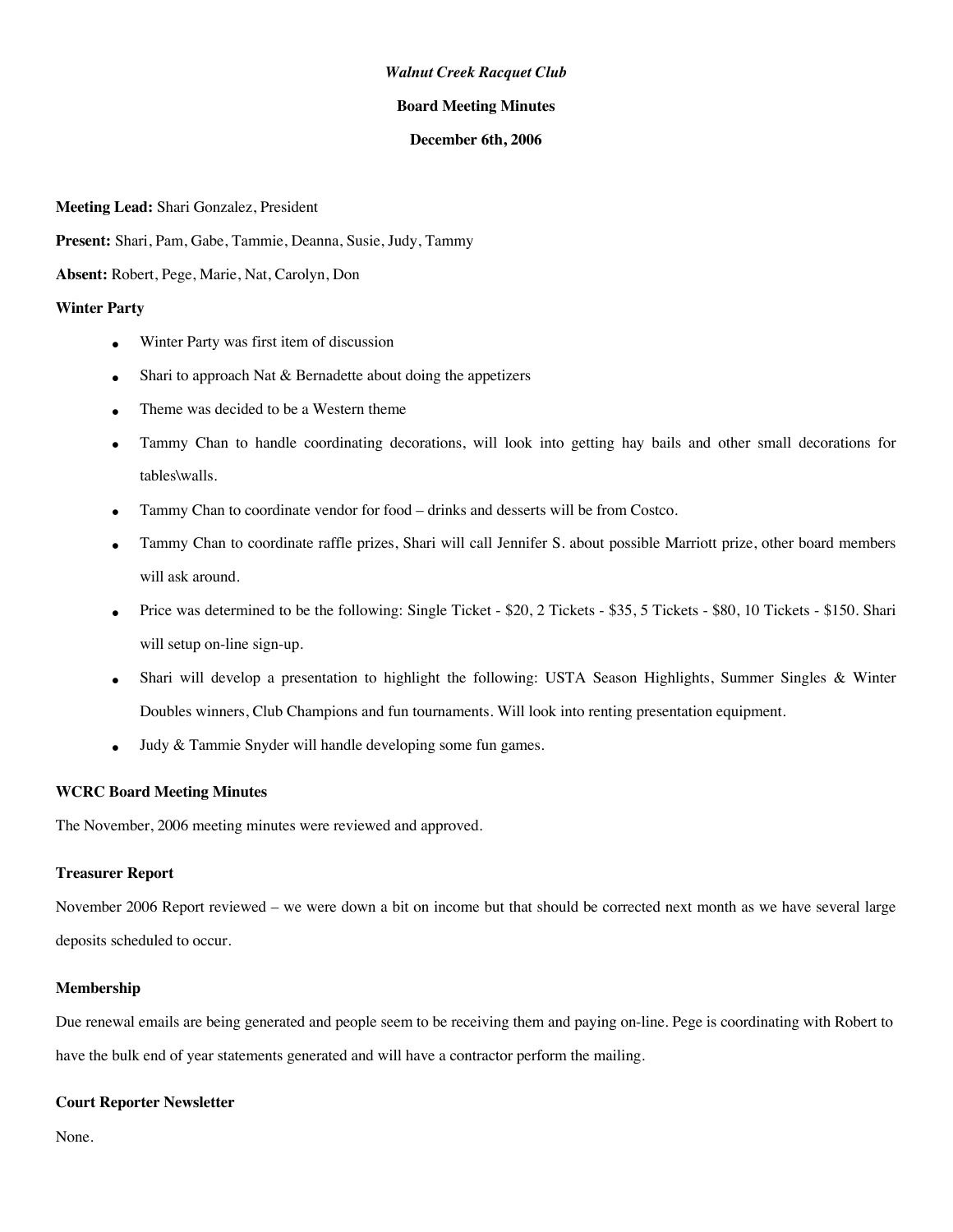*Walnut Creek Racquet Club*

**Board Meeting Minutes**

**December 6th, 2006**

**Meeting Lead:** Shari Gonzalez, President

**Present:** Shari, Pam, Gabe, Tammie, Deanna, Susie, Judy, Tammy

**Absent:** Robert, Pege, Marie, Nat, Carolyn, Don

**Winter Party**

- Winter Party was first item of discussion
- Shari to approach Nat & Bernadette about doing the appetizers
- Theme was decided to be a Western theme
- Tammy Chan to handle coordinating decorations, will look into getting hay bails and other small decorations for tables\walls.
- Tammy Chan to coordinate vendor for food – drinks and desserts will be from Costco.
- Tammy Chan to coordinate raffle prizes, Shari will call Jennifer S. about possible Marriott prize, other board members will ask around.
- Price was determined to be the following: Single Ticket - $20, 2 Tickets - $35, 5 Tickets - $80, 10 Tickets - $150. Shari will setup on-line sign-up.
- Shari will develop a presentation to highlight the following: USTA Season Highlights, Summer Singles & Winter Doubles winners, Club Champions and fun tournaments. Will look into renting presentation equipment.
- Judy & Tammie Snyder will handle developing some fun games.

**WCRC Board Meeting Minutes**

The November, 2006 meeting minutes were reviewed and approved.

**Treasurer Report**

November 2006 Report reviewed – we were down a bit on income but that should be corrected next month as we have several large deposits scheduled to occur.

**Membership**

Due renewal emails are being generated and people seem to be receiving them and paying on-line. Pege is coordinating with Robert to have the bulk end of year statements generated and will have a contractor perform the mailing.

**Court Reporter Newsletter**

None.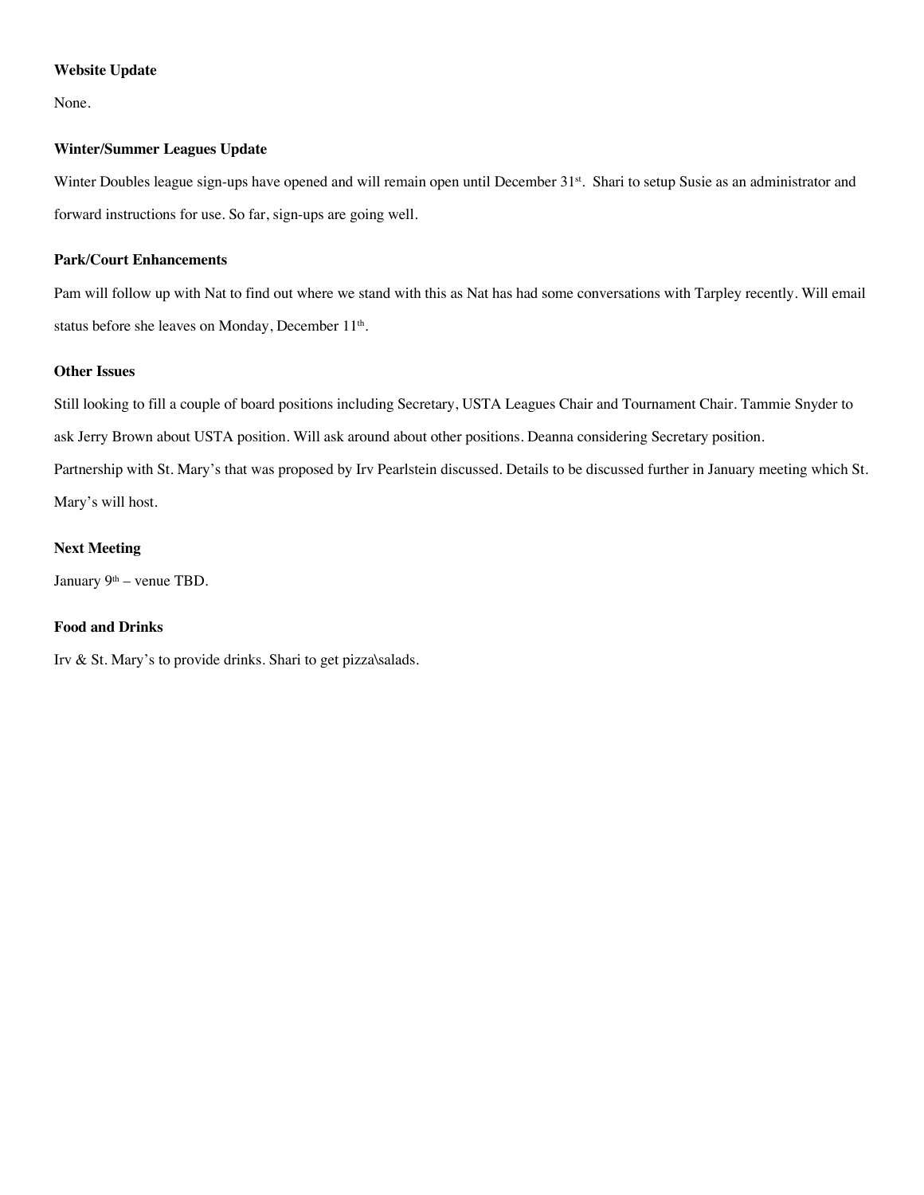**Website Update**

None.

**Winter/Summer Leagues Update**

Winter Doubles league sign-ups have opened and will remain open until December 31st. Shari to setup Susie as an administrator and forward instructions for use. So far, sign-ups are going well.

**Park/Court Enhancements**

Pam will follow up with Nat to find out where we stand with this as Nat has had some conversations with Tarpley recently. Will email status before she leaves on Monday, December 11th.

**Other Issues**

Still looking to fill a couple of board positions including Secretary, USTA Leagues Chair and Tournament Chair. Tammie Snyder to ask Jerry Brown about USTA position. Will ask around about other positions. Deanna considering Secretary position.
Partnership with St. Mary's that was proposed by Irv Pearlstein discussed. Details to be discussed further in January meeting which St. Mary's will host.

**Next Meeting**

January 9th – venue TBD.

**Food and Drinks**

Irv & St. Mary's to provide drinks. Shari to get pizza\salads.